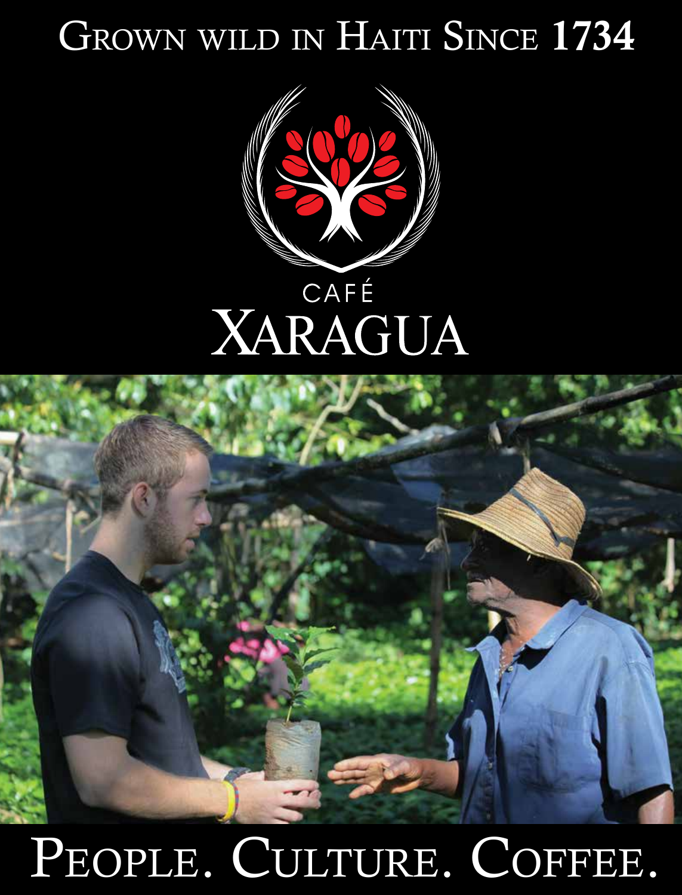# Grown wild in Haiti Since 1734

CAFÉ

# XARAGUA

# People. Culture. Coffee.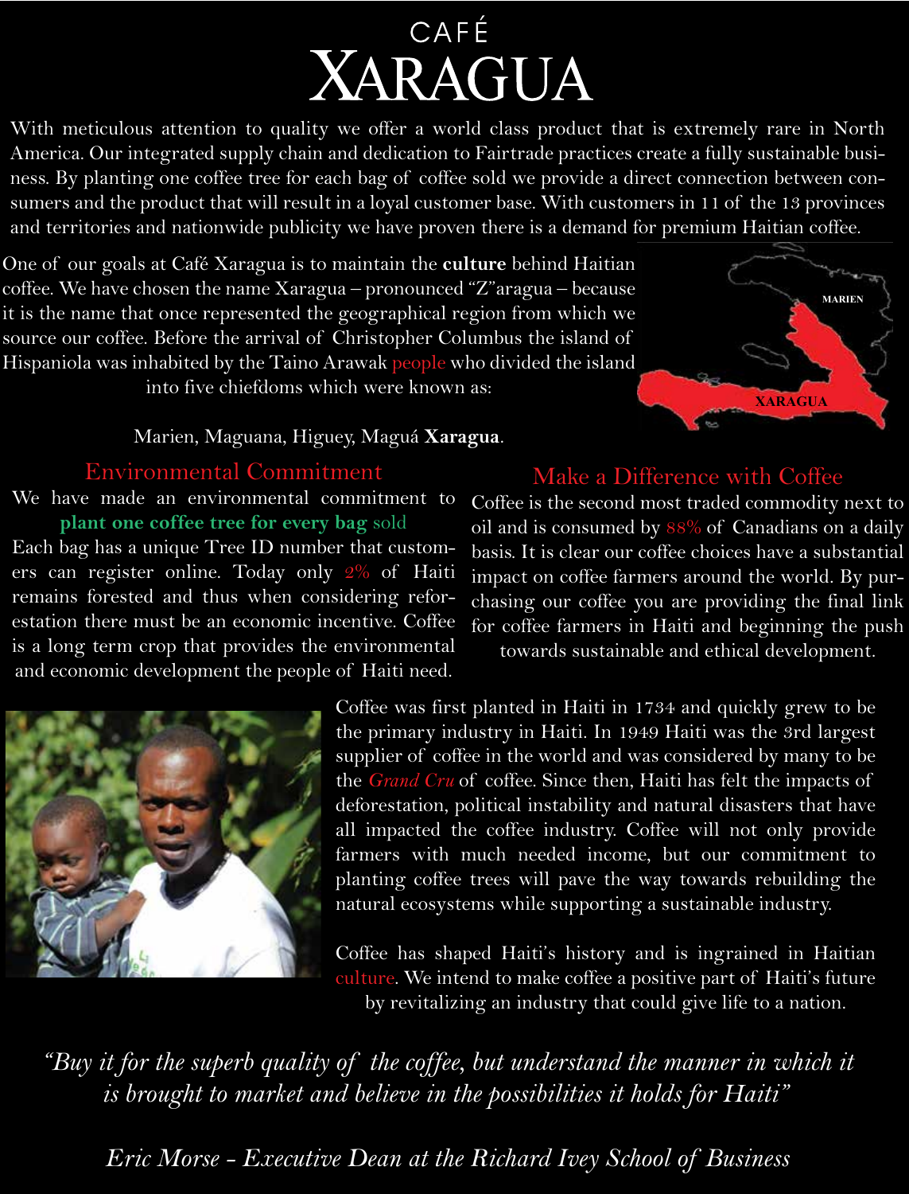# CAFÉ XARAGUA

With meticulous attention to quality we offer a world class product that is extremely rare in North America. Our integrated supply chain and dedication to Fairtrade practices create a fully sustainable business. By planting one coffee tree for each bag of coffee sold we provide a direct connection between consumers and the product that will result in a loyal customer base. With customers in 11 of the 13 provinces and territories and nationwide publicity we have proven there is a demand for premium Haitian coffee.

One of our goals at Café Xaragua is to maintain the **culture** behind Haitian coffee. We have chosen the name Xaragua – pronounced "Z"aragua – because it is the name that once represented the geographical region from which we source our coffee. Before the arrival of Christopher Columbus the island of Hispaniola was inhabited by the Taino Arawak people who divided the island into five chiefdoms which were known as:

Marien, Maguana, Higuey, Maguá **Xaragua**.

MARIEN

XARAGUA

## Environmental Commitment

We have made an environmental commitment to **plant one coffee tree for every bag** sold

Each bag has a unique Tree ID number that customers can register online. Today only 2% of Haiti remains forested and thus when considering reforestation there must be an economic incentive. Coffee is a long term crop that provides the environmental and economic development the people of Haiti need.

## Make a Difference with Coffee

Coffee is the second most traded commodity next to oil and is consumed by 88% of Canadians on a daily basis. It is clear our coffee choices have a substantial impact on coffee farmers around the world. By purchasing our coffee you are providing the final link for coffee farmers in Haiti and beginning the push towards sustainable and ethical development.

Coffee was first planted in Haiti in 1734 and quickly grew to be the primary industry in Haiti. In 1949 Haiti was the 3rd largest supplier of coffee in the world and was considered by many to be the *Grand Cru* of coffee. Since then, Haiti has felt the impacts of deforestation, political instability and natural disasters that have all impacted the coffee industry. Coffee will not only provide farmers with much needed income, but our commitment to planting coffee trees will pave the way towards rebuilding the natural ecosystems while supporting a sustainable industry.

Coffee has shaped Haiti's history and is ingrained in Haitian culture. We intend to make coffee a positive part of Haiti's future by revitalizing an industry that could give life to a nation.

*"Buy it for the superb quality of the coffee, but understand the manner in which it is brought to market and believe in the possibilities it holds for Haiti"*

*Eric Morse - Executive Dean at the Richard Ivey School of Business*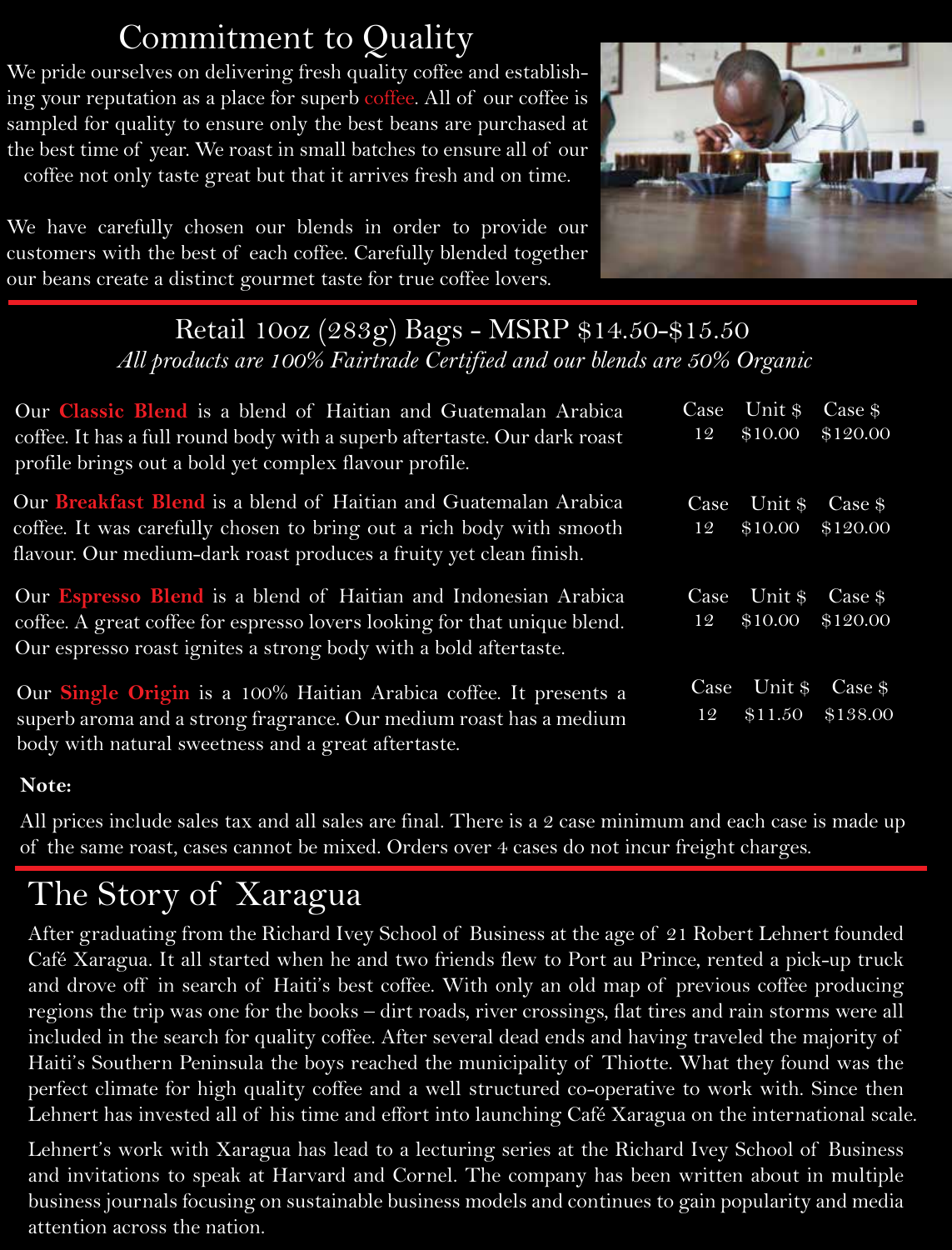# Commitment to Quality

We pride ourselves on delivering fresh quality coffee and establishing your reputation as a place for superb coffee. All of our coffee is sampled for quality to ensure only the best beans are purchased at the best time of year. We roast in small batches to ensure all of our coffee not only taste great but that it arrives fresh and on time.

We have carefully chosen our blends in order to provide our customers with the best of each coffee. Carefully blended together our beans create a distinct gourmet taste for true coffee lovers.

## Retail 10oz (283g) Bags - MSRP $14.50-$15.50

*All products are 100% Fairtrade Certified and our blends are 50% Organic*

| Product | Case | Unit $ | Case $ |
|---|---|---|---|
| Our **Classic Blend** is a blend of Haitian and Guatemalan Arabica coffee. It has a full round body with a superb aftertaste. Our dark roast profile brings out a bold yet complex flavour profile. | 12 | $10.00 | $120.00 |
| Our **Breakfast Blend** is a blend of Haitian and Guatemalan Arabica coffee. It was carefully chosen to bring out a rich body with smooth flavour. Our medium-dark roast produces a fruity yet clean finish. | 12 | $10.00 | $120.00 |
| Our **Espresso Blend** is a blend of Haitian and Indonesian Arabica coffee. A great coffee for espresso lovers looking for that unique blend. Our espresso roast ignites a strong body with a bold aftertaste. | 12 | $10.00 | $120.00 |
| Our **Single Origin** is a 100% Haitian Arabica coffee. It presents a superb aroma and a strong fragrance. Our medium roast has a medium body with natural sweetness and a great aftertaste. | 12 | $11.50 | $138.00 |

**Note:**

All prices include sales tax and all sales are final. There is a 2 case minimum and each case is made up of the same roast, cases cannot be mixed. Orders over 4 cases do not incur freight charges.

# The Story of Xaragua

After graduating from the Richard Ivey School of Business at the age of 21 Robert Lehnert founded Café Xaragua. It all started when he and two friends flew to Port au Prince, rented a pick-up truck and drove off in search of Haiti's best coffee. With only an old map of previous coffee producing regions the trip was one for the books – dirt roads, river crossings, flat tires and rain storms were all included in the search for quality coffee. After several dead ends and having traveled the majority of Haiti's Southern Peninsula the boys reached the municipality of Thiotte. What they found was the perfect climate for high quality coffee and a well structured co-operative to work with. Since then Lehnert has invested all of his time and effort into launching Café Xaragua on the international scale.

Lehnert's work with Xaragua has lead to a lecturing series at the Richard Ivey School of Business and invitations to speak at Harvard and Cornel. The company has been written about in multiple business journals focusing on sustainable business models and continues to gain popularity and media attention across the nation.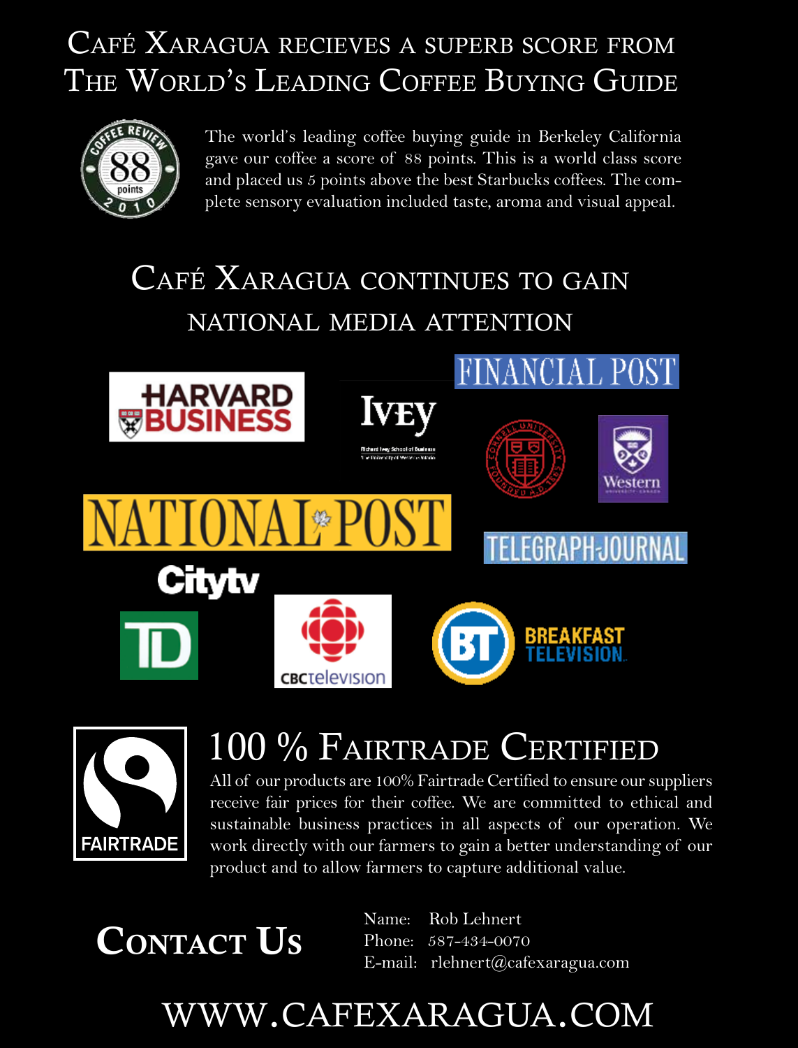# Café Xaragua recieves a superb score from The World's Leading Coffee Buying Guide

The world's leading coffee buying guide in Berkeley California gave our coffee a score of 88 points. This is a world class score and placed us 5 points above the best Starbucks coffees. The complete sensory evaluation included taste, aroma and visual appeal.

# Café Xaragua continues to gain national media attention

# 100 % Fairtrade Certified

All of our products are 100% Fairtrade Certified to ensure our suppliers receive fair prices for their coffee. We are committed to ethical and sustainable business practices in all aspects of our operation. We work directly with our farmers to gain a better understanding of our product and to allow farmers to capture additional value.

# Contact Us

Name: Rob Lehnert
Phone: 587-434-0070
E-mail: rlehnert@cafexaragua.com

WWW.CAFEXARAGUA.COM